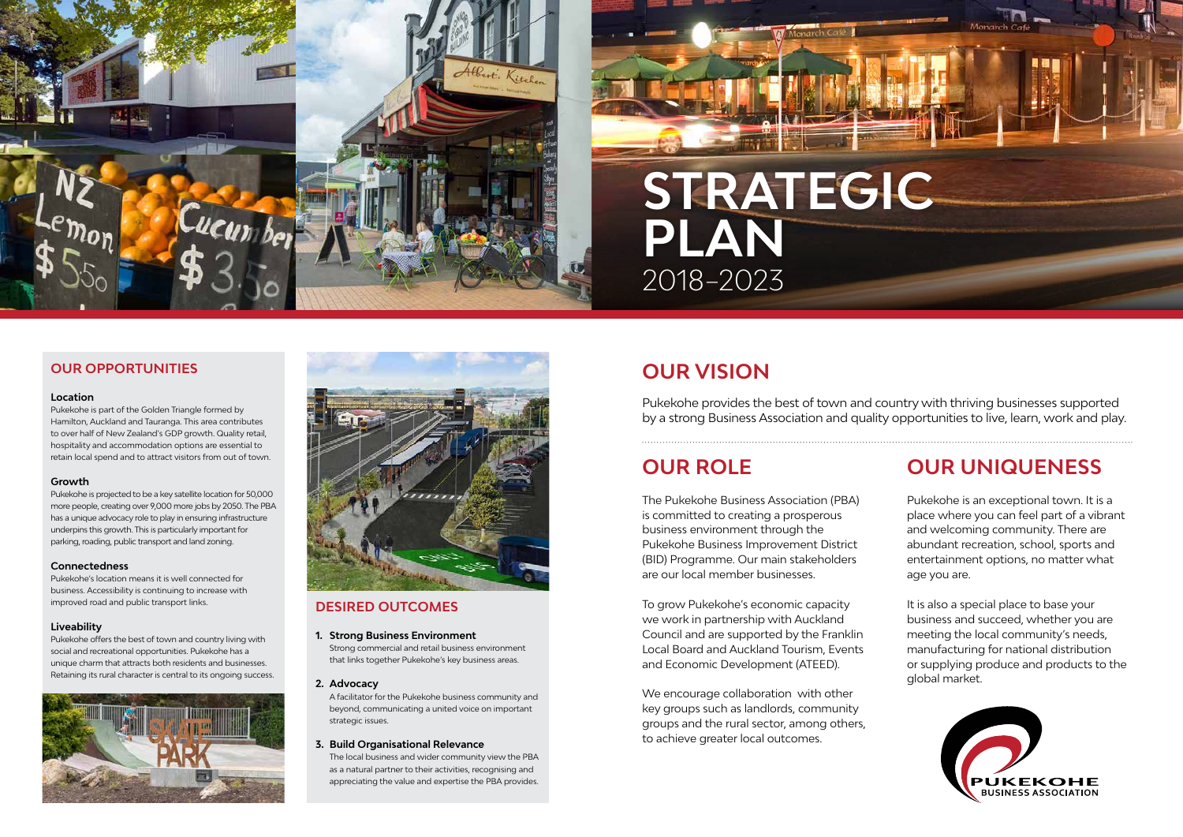# STRATEGIC PLAN 2018–2023

## OUR OPPORTUNITIES

### Location

Pukekohe is part of the Golden Triangle formed by Hamilton, Auckland and Tauranga. This area contributes to over half of New Zealand's GDP growth. Quality retail, hospitality and accommodation options are essential to retain local spend and to attract visitors from out of town.

### Growth

Pukekohe is projected to be a key satellite location for 50,000 more people, creating over 9,000 more jobs by 2050. The PBA has a unique advocacy role to play in ensuring infrastructure underpins this growth. This is particularly important for parking, roading, public transport and land zoning.

### Connectedness

Pukekohe's location means it is well connected for business. Accessibility is continuing to increase with improved road and public transport links.

### Liveability

Pukekohe offers the best of town and country living with social and recreational opportunities. Pukekohe has a unique charm that attracts both residents and businesses. Retaining its rural character is central to its ongoing success.

## DESIRED OUTCOMES

1. **Strong Business Environment**
   Strong commercial and retail business environment that links together Pukekohe's key business areas.

2. **Advocacy**
   A facilitator for the Pukekohe business community and beyond, communicating a united voice on important strategic issues.

3. **Build Organisational Relevance**
   The local business and wider community view the PBA as a natural partner to their activities, recognising and appreciating the value and expertise the PBA provides.

## OUR VISION

Pukekohe provides the best of town and country with thriving businesses supported by a strong Business Association and quality opportunities to live, learn, work and play.

## OUR ROLE

The Pukekohe Business Association (PBA) is committed to creating a prosperous business environment through the Pukekohe Business Improvement District (BID) Programme. Our main stakeholders are our local member businesses.

To grow Pukekohe's economic capacity we work in partnership with Auckland Council and are supported by the Franklin Local Board and Auckland Tourism, Events and Economic Development (ATEED).

We encourage collaboration with other key groups such as landlords, community groups and the rural sector, among others, to achieve greater local outcomes.

## OUR UNIQUENESS

Pukekohe is an exceptional town. It is a place where you can feel part of a vibrant and welcoming community. There are abundant recreation, school, sports and entertainment options, no matter what age you are.

It is also a special place to base your business and succeed, whether you are meeting the local community's needs, manufacturing for national distribution or supplying produce and products to the global market.

PUKEKOHE BUSINESS ASSOCIATION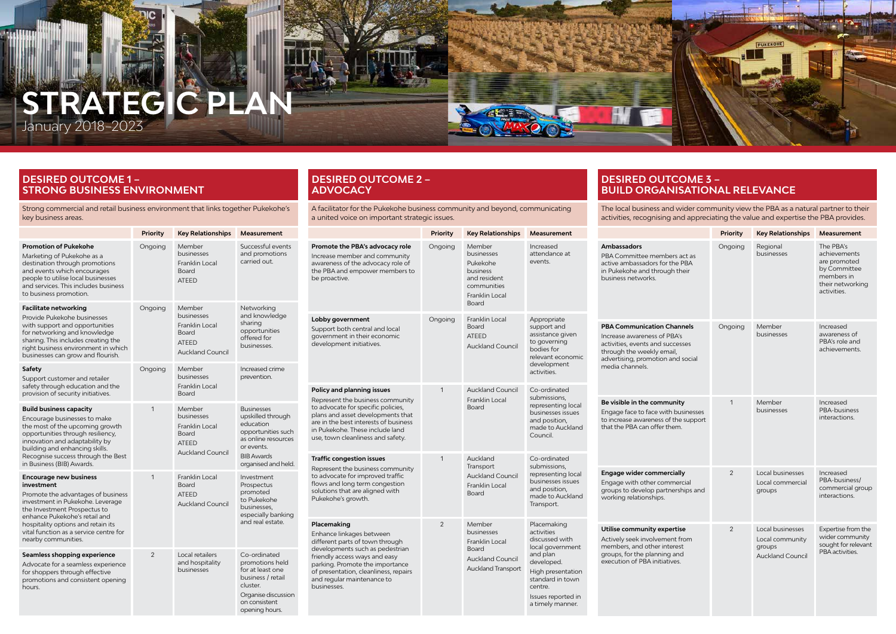# STRATEGIC PLAN

January 2018–2023

## DESIRED OUTCOME 1 – STRONG BUSINESS ENVIRONMENT

Strong commercial and retail business environment that links together Pukekohe's key business areas.

| | Priority | Key Relationships | Measurement |
|---|---|---|---|
| **Promotion of Pukekohe** Marketing of Pukekohe as a destination through promotions and events which encourages people to utilise local businesses and services. This includes business to business promotion. | Ongoing | Member businesses, Franklin Local Board, ATEED | Successful events and promotions carried out. |
| **Facilitate networking** Provide Pukekohe businesses with support and opportunities for networking and knowledge sharing. This includes creating the right business environment in which businesses can grow and flourish. | Ongoing | Member businesses, Franklin Local Board, ATEED, Auckland Council | Networking and knowledge sharing opportunities offered for businesses. |
| **Safety** Support customer and retailer safety through education and the provision of security initiatives. | Ongoing | Member businesses, Franklin Local Board | Increased crime prevention. |
| **Build business capacity** Encourage businesses to make the most of the upcoming growth opportunities through resiliency, innovation and adaptability by building and enhancing skills. Recognise success through the Best in Business (BIB) Awards. | 1 | Member businesses, Franklin Local Board, ATEED, Auckland Council | Businesses upskilled through education opportunities such as online resources or events. BIB Awards organised and held. |
| **Encourage new business investment** Promote the advantages of business investment in Pukekohe. Leverage the Investment Prospectus to enhance Pukekohe's retail and hospitality options and retain its vital function as a service centre for nearby communities. | 1 | Franklin Local Board, ATEED, Auckland Council | Investment Prospectus promoted to Pukekohe businesses, especially banking and real estate. |
| **Seamless shopping experience** Advocate for a seamless experience for shoppers through effective promotions and consistent opening hours. | 2 | Local retailers and hospitality businesses | Co-ordinated promotions held for at least one business / retail cluster. Organise discussion on consistent opening hours. |

## DESIRED OUTCOME 2 – ADVOCACY

A facilitator for the Pukekohe business community and beyond, communicating a united voice on important strategic issues.

| | Priority | Key Relationships | Measurement |
|---|---|---|---|
| **Promote the PBA's advocacy role** Increase member and community awareness of the advocacy role of the PBA and empower members to be proactive. | Ongoing | Member businesses, Pukekohe business and resident communities, Franklin Local Board | Increased attendance at events. |
| **Lobby government** Support both central and local government in their economic development initiatives. | Ongoing | Franklin Local Board, ATEED, Auckland Council | Appropriate support and assistance given to governing bodies for relevant economic development activities. |
| **Policy and planning issues** Represent the business community to advocate for specific policies, plans and asset developments that are in the best interests of business in Pukekohe. These include land use, town cleanliness and safety. | 1 | Auckland Council, Franklin Local Board | Co-ordinated submissions, representing local businesses issues and position, made to Auckland Council. |
| **Traffic congestion issues** Represent the business community to advocate for improved traffic flows and long term congestion solutions that are aligned with Pukekohe's growth. | 1 | Auckland Transport, Auckland Council, Franklin Local Board | Co-ordinated submissions, representing local businesses issues and position, made to Auckland Transport. |
| **Placemaking** Enhance linkages between different parts of town through developments such as pedestrian friendly access ways and easy parking. Promote the importance of presentation, cleanliness, repairs and regular maintenance to businesses. | 2 | Member businesses, Franklin Local Board, Auckland Council, Auckland Transport | Placemaking activities discussed with local government and plan developed. High presentation standard in town centre. Issues reported in a timely manner. |

## DESIRED OUTCOME 3 – BUILD ORGANISATIONAL RELEVANCE

The local business and wider community view the PBA as a natural partner to their activities, recognising and appreciating the value and expertise the PBA provides.

| | Priority | Key Relationships | Measurement |
|---|---|---|---|
| **Ambassadors** PBA Committee members act as active ambassadors for the PBA in Pukekohe and through their business networks. | Ongoing | Regional businesses | The PBA's achievements are promoted by Committee members in their networking activities. |
| **PBA Communication Channels** Increase awareness of PBA's activities, events and successes through the weekly email, advertising, promotion and social media channels. | Ongoing | Member businesses | Increased awareness of PBA's role and achievements. |
| **Be visible in the community** Engage face to face with businesses to increase awareness of the support that the PBA can offer them. | 1 | Member businesses | Increased PBA-business interactions. |
| **Engage wider commercially** Engage with other commercial groups to develop partnerships and working relationships. | 2 | Local businesses, Local commercial groups | Increased PBA-business/ commercial group interactions. |
| **Utilise community expertise** Actively seek involvement from members, and other interest groups, for the planning and execution of PBA initiatives. | 2 | Local businesses, Local community groups, Auckland Council | Expertise from the wider community sought for relevant PBA activities. |